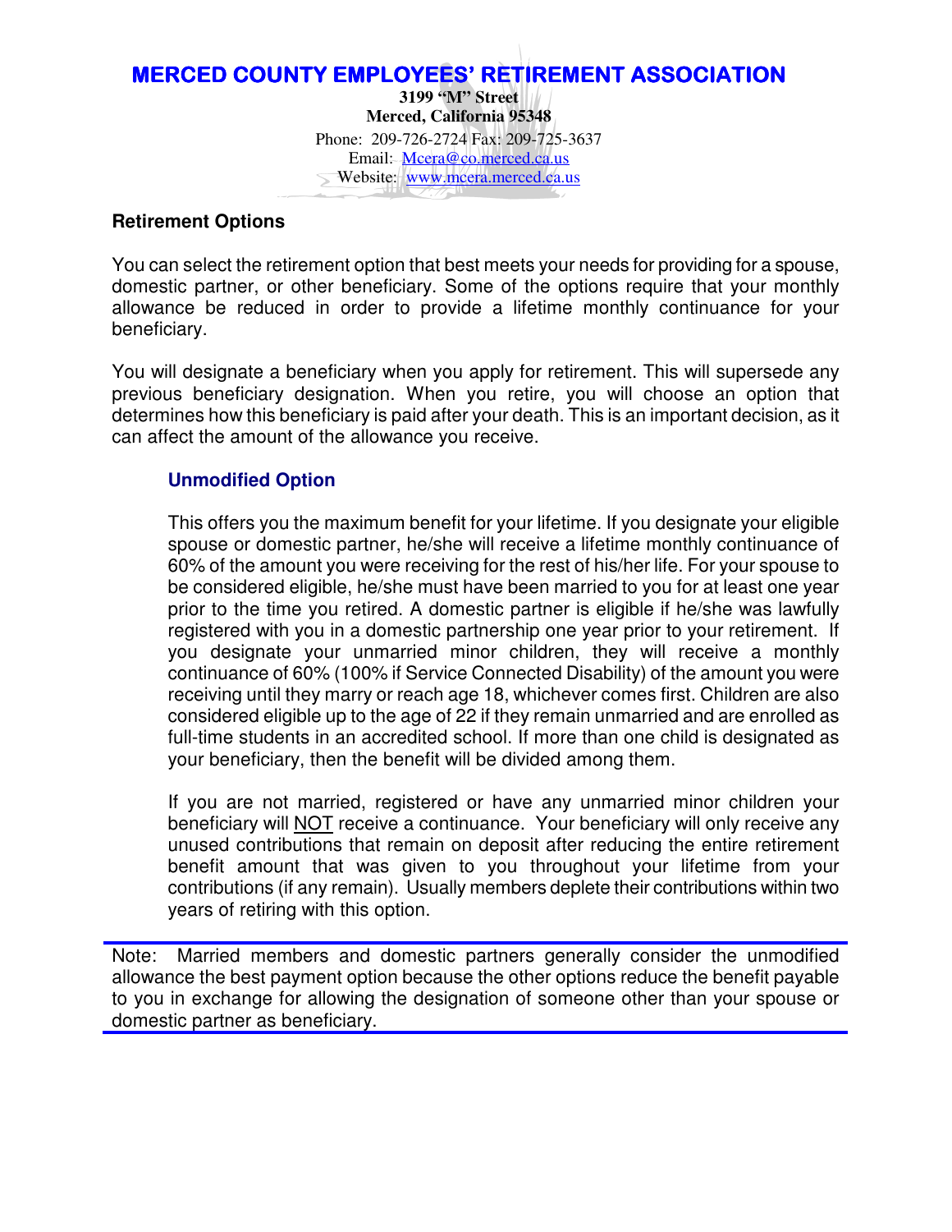# MERCED COUNTY EMPLOYEES' RETIREMENT ASSOCIATION

**3199 "M" Street**
**Merced, California 95348**
Phone: 209-726-2724 Fax: 209-725-3637
Email: Mcera@co.merced.ca.us
Website: www.mcera.merced.ca.us

## Retirement Options

You can select the retirement option that best meets your needs for providing for a spouse, domestic partner, or other beneficiary. Some of the options require that your monthly allowance be reduced in order to provide a lifetime monthly continuance for your beneficiary.

You will designate a beneficiary when you apply for retirement. This will supersede any previous beneficiary designation. When you retire, you will choose an option that determines how this beneficiary is paid after your death. This is an important decision, as it can affect the amount of the allowance you receive.

### Unmodified Option

This offers you the maximum benefit for your lifetime. If you designate your eligible spouse or domestic partner, he/she will receive a lifetime monthly continuance of 60% of the amount you were receiving for the rest of his/her life. For your spouse to be considered eligible, he/she must have been married to you for at least one year prior to the time you retired. A domestic partner is eligible if he/she was lawfully registered with you in a domestic partnership one year prior to your retirement. If you designate your unmarried minor children, they will receive a monthly continuance of 60% (100% if Service Connected Disability) of the amount you were receiving until they marry or reach age 18, whichever comes first. Children are also considered eligible up to the age of 22 if they remain unmarried and are enrolled as full-time students in an accredited school. If more than one child is designated as your beneficiary, then the benefit will be divided among them.

If you are not married, registered or have any unmarried minor children your beneficiary will NOT receive a continuance. Your beneficiary will only receive any unused contributions that remain on deposit after reducing the entire retirement benefit amount that was given to you throughout your lifetime from your contributions (if any remain). Usually members deplete their contributions within two years of retiring with this option.

---

Note: Married members and domestic partners generally consider the unmodified allowance the best payment option because the other options reduce the benefit payable to you in exchange for allowing the designation of someone other than your spouse or domestic partner as beneficiary.

---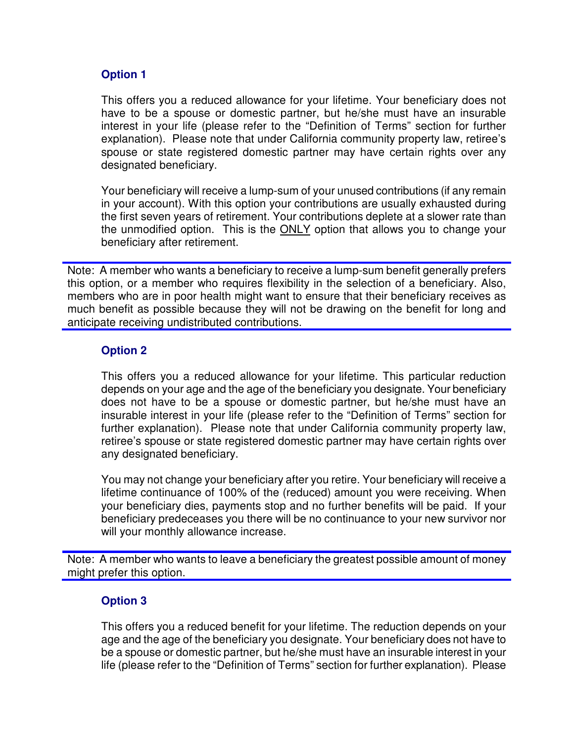### Option 1

This offers you a reduced allowance for your lifetime. Your beneficiary does not have to be a spouse or domestic partner, but he/she must have an insurable interest in your life (please refer to the "Definition of Terms" section for further explanation). Please note that under California community property law, retiree's spouse or state registered domestic partner may have certain rights over any designated beneficiary.

Your beneficiary will receive a lump-sum of your unused contributions (if any remain in your account). With this option your contributions are usually exhausted during the first seven years of retirement. Your contributions deplete at a slower rate than the unmodified option. This is the <u>ONLY</u> option that allows you to change your beneficiary after retirement.

---

Note: A member who wants a beneficiary to receive a lump-sum benefit generally prefers this option, or a member who requires flexibility in the selection of a beneficiary. Also, members who are in poor health might want to ensure that their beneficiary receives as much benefit as possible because they will not be drawing on the benefit for long and anticipate receiving undistributed contributions.

---

### Option 2

This offers you a reduced allowance for your lifetime. This particular reduction depends on your age and the age of the beneficiary you designate. Your beneficiary does not have to be a spouse or domestic partner, but he/she must have an insurable interest in your life (please refer to the "Definition of Terms" section for further explanation). Please note that under California community property law, retiree's spouse or state registered domestic partner may have certain rights over any designated beneficiary.

You may not change your beneficiary after you retire. Your beneficiary will receive a lifetime continuance of 100% of the (reduced) amount you were receiving. When your beneficiary dies, payments stop and no further benefits will be paid. If your beneficiary predeceases you there will be no continuance to your new survivor nor will your monthly allowance increase.

---

Note: A member who wants to leave a beneficiary the greatest possible amount of money might prefer this option.

---

### Option 3

This offers you a reduced benefit for your lifetime. The reduction depends on your age and the age of the beneficiary you designate. Your beneficiary does not have to be a spouse or domestic partner, but he/she must have an insurable interest in your life (please refer to the "Definition of Terms" section for further explanation). Please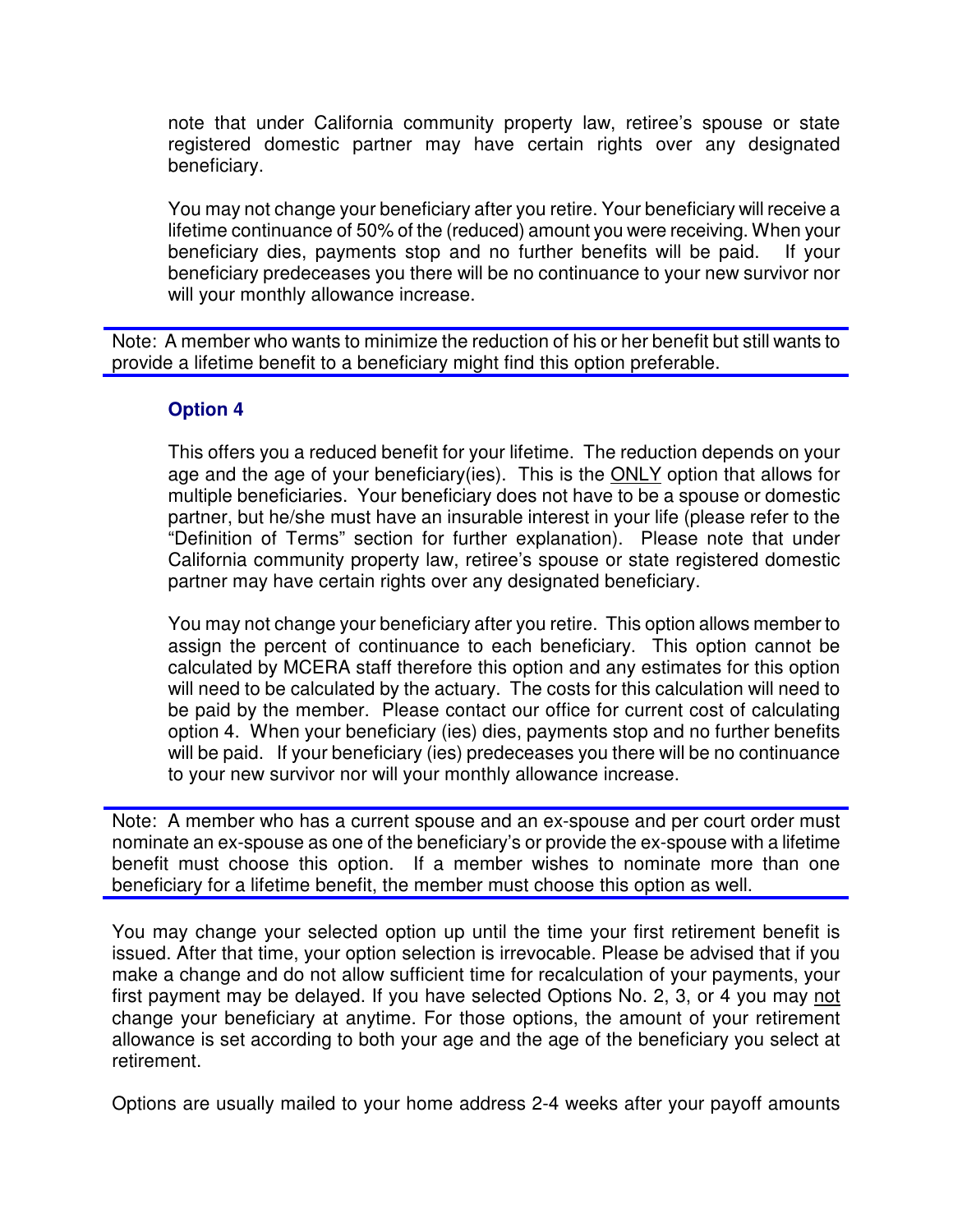note that under California community property law, retiree's spouse or state registered domestic partner may have certain rights over any designated beneficiary.

You may not change your beneficiary after you retire. Your beneficiary will receive a lifetime continuance of 50% of the (reduced) amount you were receiving. When your beneficiary dies, payments stop and no further benefits will be paid. If your beneficiary predeceases you there will be no continuance to your new survivor nor will your monthly allowance increase.

---

Note: A member who wants to minimize the reduction of his or her benefit but still wants to provide a lifetime benefit to a beneficiary might find this option preferable.

---

### Option 4

This offers you a reduced benefit for your lifetime. The reduction depends on your age and the age of your beneficiary(ies). This is the ONLY option that allows for multiple beneficiaries. Your beneficiary does not have to be a spouse or domestic partner, but he/she must have an insurable interest in your life (please refer to the "Definition of Terms" section for further explanation). Please note that under California community property law, retiree's spouse or state registered domestic partner may have certain rights over any designated beneficiary.

You may not change your beneficiary after you retire. This option allows member to assign the percent of continuance to each beneficiary. This option cannot be calculated by MCERA staff therefore this option and any estimates for this option will need to be calculated by the actuary. The costs for this calculation will need to be paid by the member. Please contact our office for current cost of calculating option 4. When your beneficiary (ies) dies, payments stop and no further benefits will be paid. If your beneficiary (ies) predeceases you there will be no continuance to your new survivor nor will your monthly allowance increase.

---

Note: A member who has a current spouse and an ex-spouse and per court order must nominate an ex-spouse as one of the beneficiary's or provide the ex-spouse with a lifetime benefit must choose this option. If a member wishes to nominate more than one beneficiary for a lifetime benefit, the member must choose this option as well.

---

You may change your selected option up until the time your first retirement benefit is issued. After that time, your option selection is irrevocable. Please be advised that if you make a change and do not allow sufficient time for recalculation of your payments, your first payment may be delayed. If you have selected Options No. 2, 3, or 4 you may not change your beneficiary at anytime. For those options, the amount of your retirement allowance is set according to both your age and the age of the beneficiary you select at retirement.

Options are usually mailed to your home address 2-4 weeks after your payoff amounts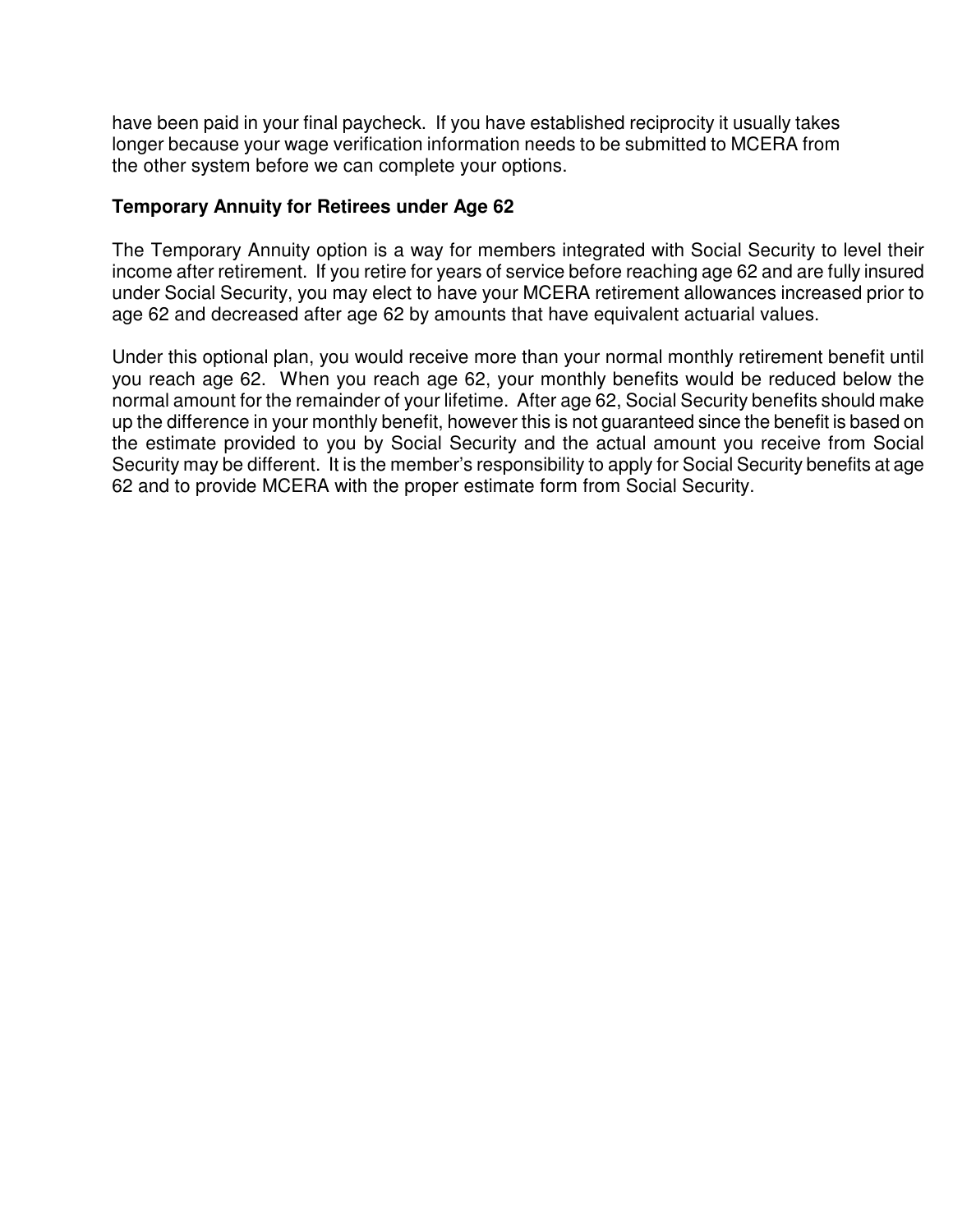have been paid in your final paycheck. If you have established reciprocity it usually takes longer because your wage verification information needs to be submitted to MCERA from the other system before we can complete your options.

**Temporary Annuity for Retirees under Age 62**

The Temporary Annuity option is a way for members integrated with Social Security to level their income after retirement. If you retire for years of service before reaching age 62 and are fully insured under Social Security, you may elect to have your MCERA retirement allowances increased prior to age 62 and decreased after age 62 by amounts that have equivalent actuarial values.

Under this optional plan, you would receive more than your normal monthly retirement benefit until you reach age 62. When you reach age 62, your monthly benefits would be reduced below the normal amount for the remainder of your lifetime. After age 62, Social Security benefits should make up the difference in your monthly benefit, however this is not guaranteed since the benefit is based on the estimate provided to you by Social Security and the actual amount you receive from Social Security may be different. It is the member's responsibility to apply for Social Security benefits at age 62 and to provide MCERA with the proper estimate form from Social Security.